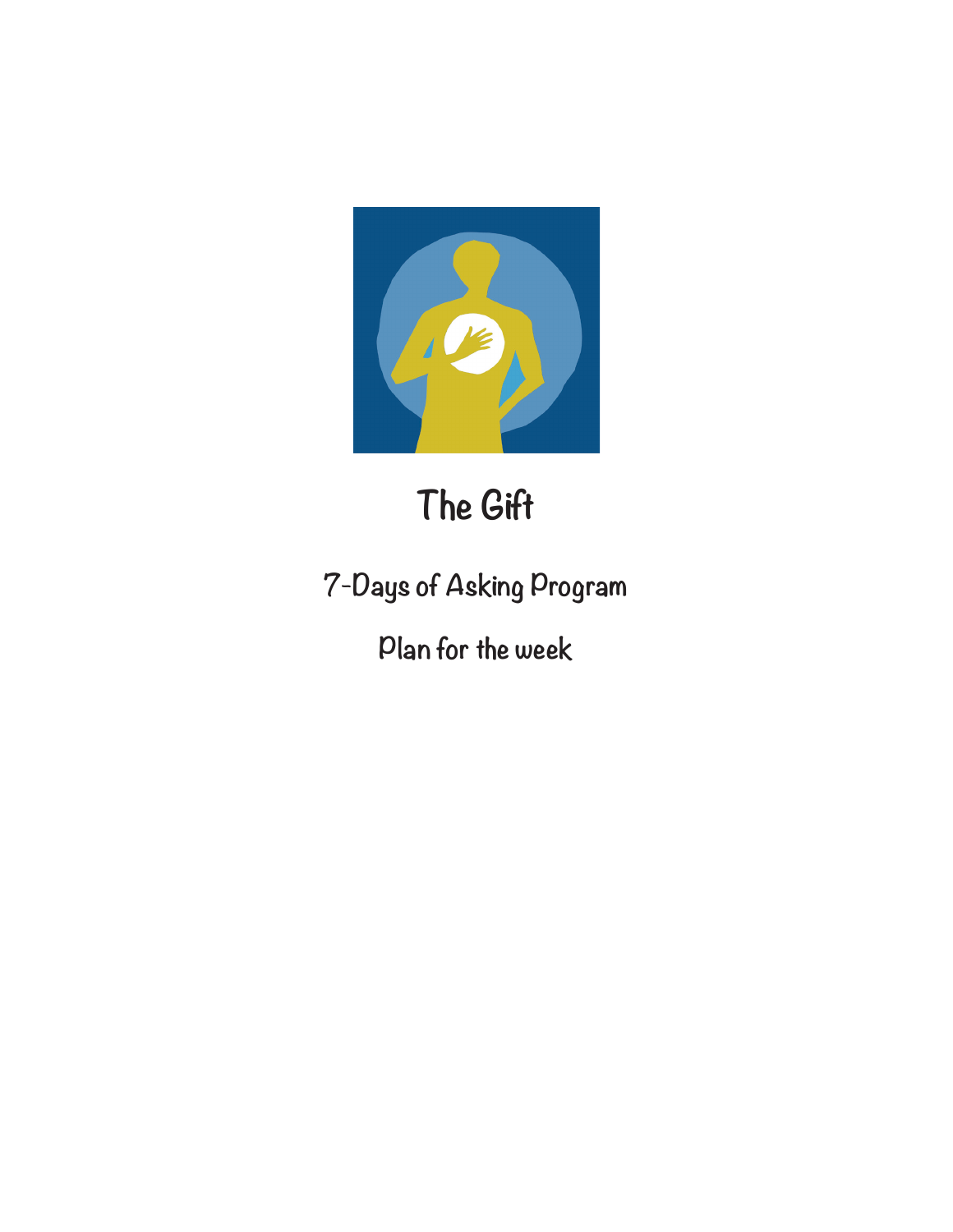# The Gift

## 7-Days of Asking Program

## Plan for the week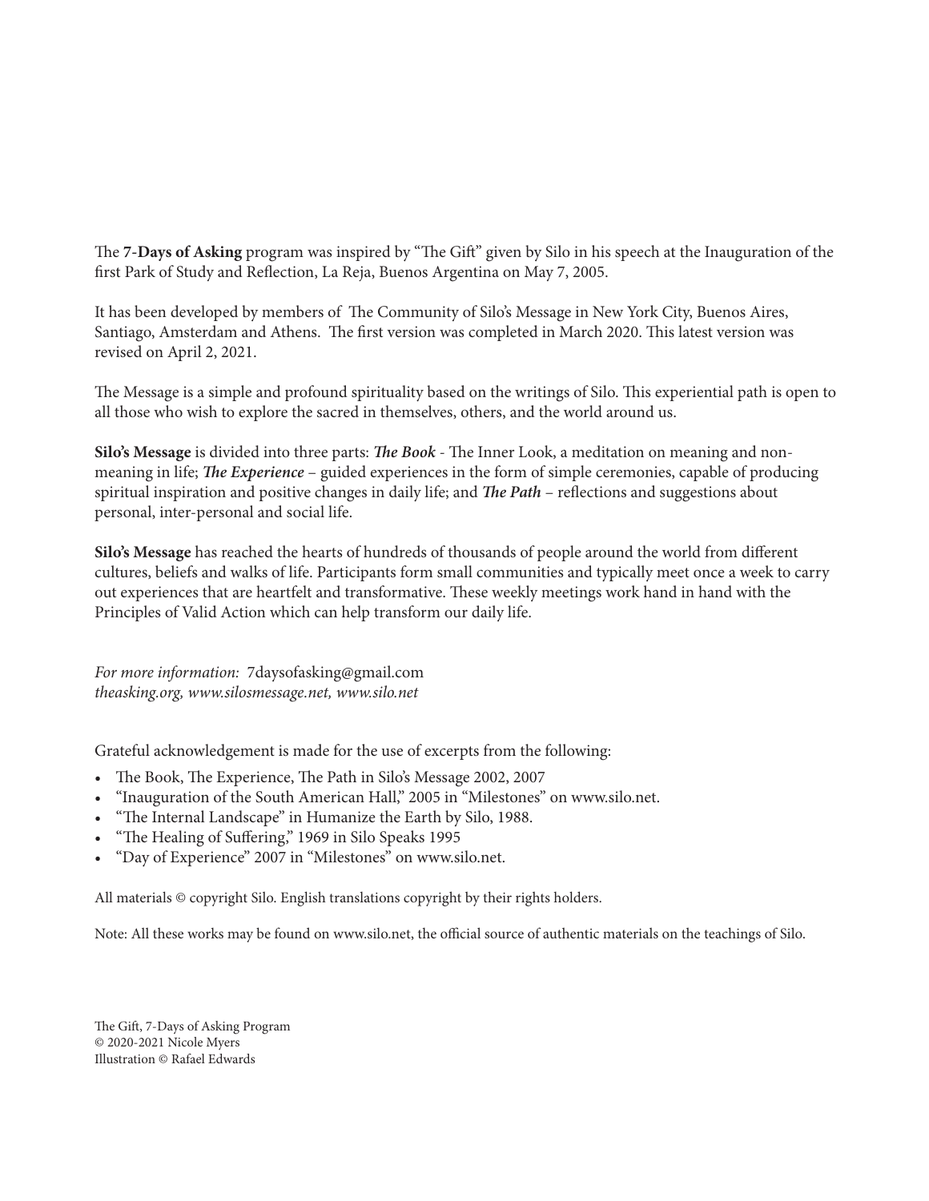The **7-Days of Asking** program was inspired by "The Gift" given by Silo in his speech at the Inauguration of the first Park of Study and Reflection, La Reja, Buenos Argentina on May 7, 2005.

It has been developed by members of The Community of Silo's Message in New York City, Buenos Aires, Santiago, Amsterdam and Athens. The first version was completed in March 2020. This latest version was revised on April 2, 2021.

The Message is a simple and profound spirituality based on the writings of Silo. This experiential path is open to all those who wish to explore the sacred in themselves, others, and the world around us.

**Silo's Message** is divided into three parts: ***The Book*** - The Inner Look, a meditation on meaning and non-meaning in life; ***The Experience*** – guided experiences in the form of simple ceremonies, capable of producing spiritual inspiration and positive changes in daily life; and ***The Path*** – reflections and suggestions about personal, inter-personal and social life.

**Silo's Message** has reached the hearts of hundreds of thousands of people around the world from different cultures, beliefs and walks of life. Participants form small communities and typically meet once a week to carry out experiences that are heartfelt and transformative. These weekly meetings work hand in hand with the Principles of Valid Action which can help transform our daily life.

*For more information:* 7daysofasking@gmail.com
*theasking.org, www.silosmessage.net, www.silo.net*

Grateful acknowledgement is made for the use of excerpts from the following:

- The Book, The Experience, The Path in Silo's Message 2002, 2007
- "Inauguration of the South American Hall," 2005 in "Milestones" on www.silo.net.
- "The Internal Landscape" in Humanize the Earth by Silo, 1988.
- "The Healing of Suffering," 1969 in Silo Speaks 1995
- "Day of Experience" 2007 in "Milestones" on www.silo.net.

All materials © copyright Silo. English translations copyright by their rights holders.

Note: All these works may be found on www.silo.net, the official source of authentic materials on the teachings of Silo.

The Gift, 7-Days of Asking Program
© 2020-2021 Nicole Myers
Illustration © Rafael Edwards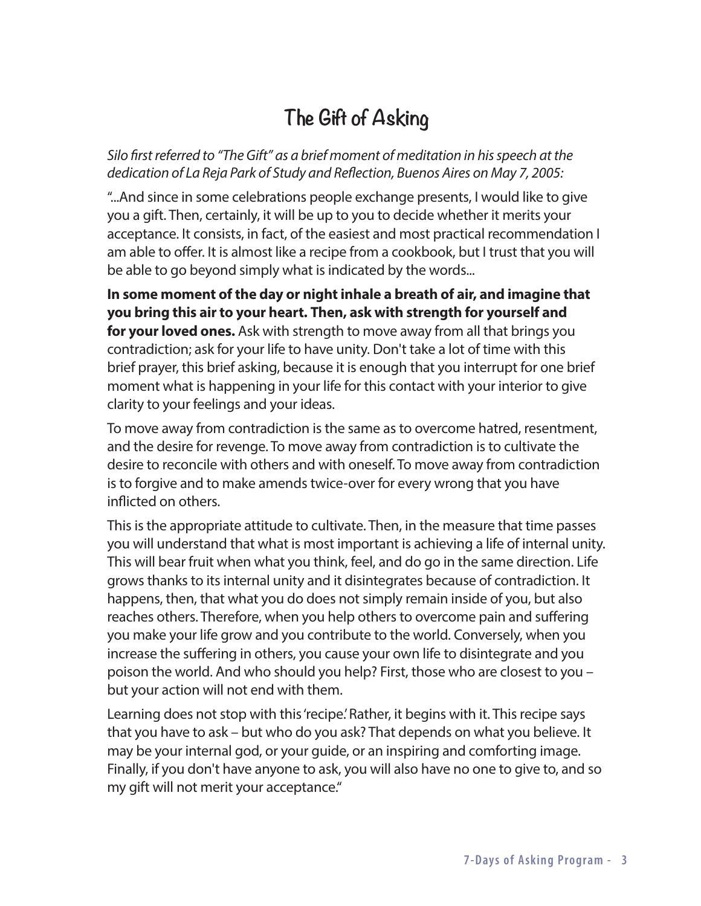# The Gift of Asking

*Silo first referred to "The Gift" as a brief moment of meditation in his speech at the dedication of La Reja Park of Study and Reflection, Buenos Aires on May 7, 2005:*

"...And since in some celebrations people exchange presents, I would like to give you a gift. Then, certainly, it will be up to you to decide whether it merits your acceptance. It consists, in fact, of the easiest and most practical recommendation I am able to offer. It is almost like a recipe from a cookbook, but I trust that you will be able to go beyond simply what is indicated by the words...

**In some moment of the day or night inhale a breath of air, and imagine that you bring this air to your heart. Then, ask with strength for yourself and for your loved ones.** Ask with strength to move away from all that brings you contradiction; ask for your life to have unity. Don't take a lot of time with this brief prayer, this brief asking, because it is enough that you interrupt for one brief moment what is happening in your life for this contact with your interior to give clarity to your feelings and your ideas.

To move away from contradiction is the same as to overcome hatred, resentment, and the desire for revenge. To move away from contradiction is to cultivate the desire to reconcile with others and with oneself. To move away from contradiction is to forgive and to make amends twice-over for every wrong that you have inflicted on others.

This is the appropriate attitude to cultivate. Then, in the measure that time passes you will understand that what is most important is achieving a life of internal unity. This will bear fruit when what you think, feel, and do go in the same direction. Life grows thanks to its internal unity and it disintegrates because of contradiction. It happens, then, that what you do does not simply remain inside of you, but also reaches others. Therefore, when you help others to overcome pain and suffering you make your life grow and you contribute to the world. Conversely, when you increase the suffering in others, you cause your own life to disintegrate and you poison the world. And who should you help? First, those who are closest to you – but your action will not end with them.

Learning does not stop with this 'recipe.' Rather, it begins with it. This recipe says that you have to ask – but who do you ask? That depends on what you believe. It may be your internal god, or your guide, or an inspiring and comforting image. Finally, if you don't have anyone to ask, you will also have no one to give to, and so my gift will not merit your acceptance."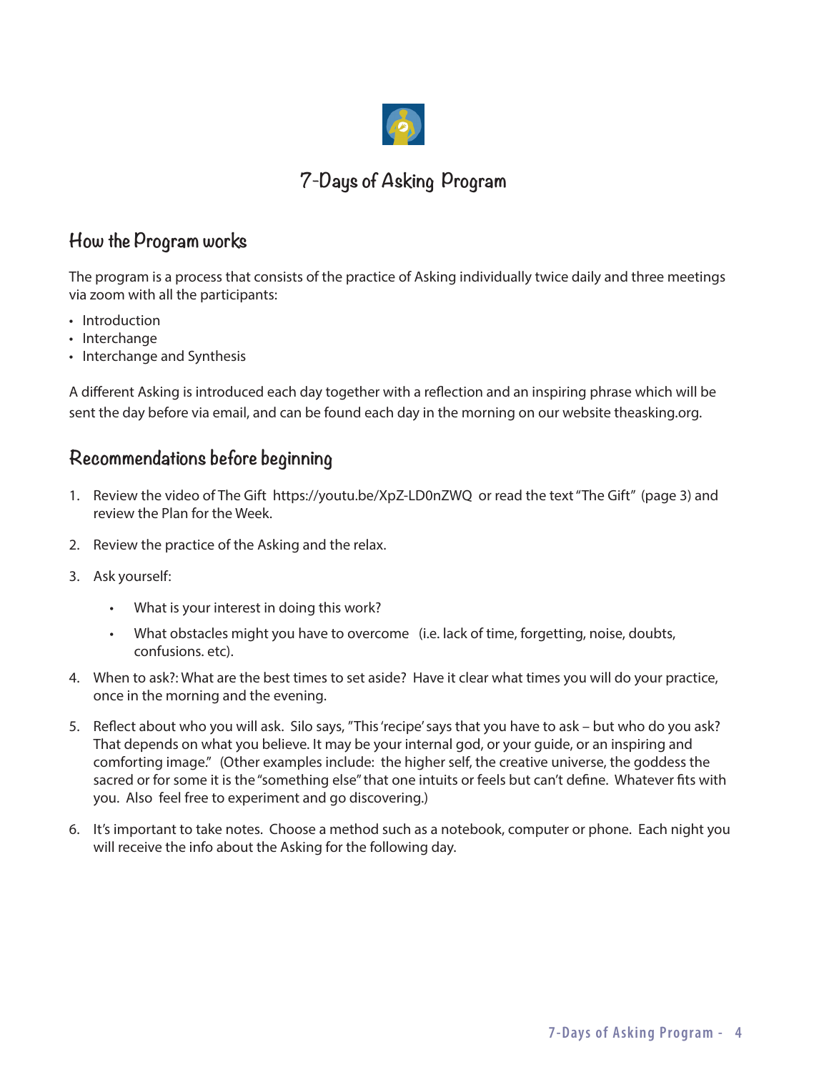# 7-Days of Asking Program

## How the Program works

The program is a process that consists of the practice of Asking individually twice daily and three meetings via zoom with all the participants:

- Introduction
- Interchange
- Interchange and Synthesis

A different Asking is introduced each day together with a reflection and an inspiring phrase which will be sent the day before via email, and can be found each day in the morning on our website theasking.org.

## Recommendations before beginning

1. Review the video of The Gift https://youtu.be/XpZ-LD0nZWQ or read the text "The Gift" (page 3) and review the Plan for the Week.
2. Review the practice of the Asking and the relax.
3. Ask yourself:
   - What is your interest in doing this work?
   - What obstacles might you have to overcome (i.e. lack of time, forgetting, noise, doubts, confusions. etc).
4. When to ask?: What are the best times to set aside? Have it clear what times you will do your practice, once in the morning and the evening.
5. Reflect about who you will ask. Silo says, "This 'recipe' says that you have to ask – but who do you ask? That depends on what you believe. It may be your internal god, or your guide, or an inspiring and comforting image." (Other examples include: the higher self, the creative universe, the goddess the sacred or for some it is the "something else" that one intuits or feels but can't define. Whatever fits with you. Also feel free to experiment and go discovering.)
6. It's important to take notes. Choose a method such as a notebook, computer or phone. Each night you will receive the info about the Asking for the following day.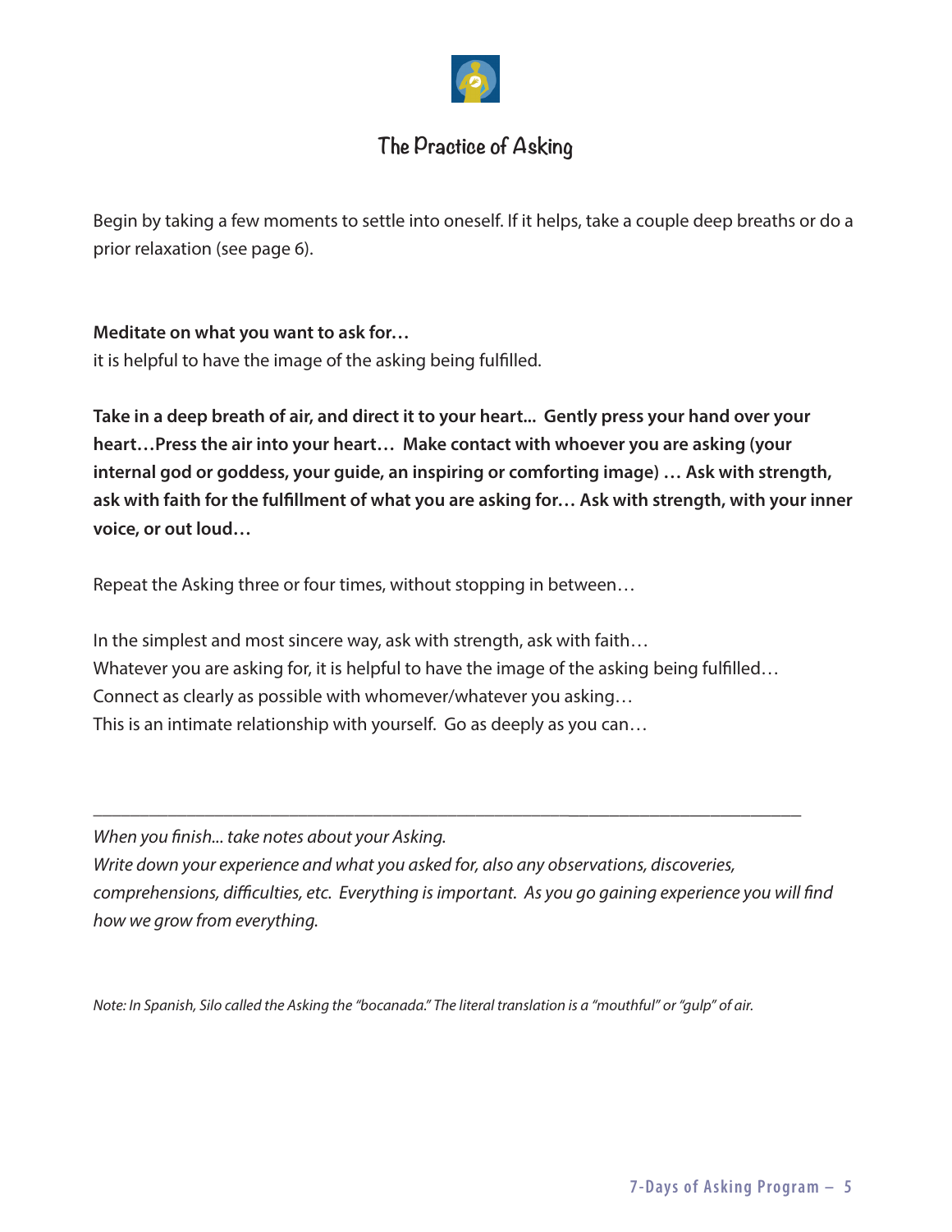# The Practice of Asking

Begin by taking a few moments to settle into oneself. If it helps, take a couple deep breaths or do a prior relaxation (see page 6).

**Meditate on what you want to ask for…**
it is helpful to have the image of the asking being fulfilled.

**Take in a deep breath of air, and direct it to your heart... Gently press your hand over your heart…Press the air into your heart… Make contact with whoever you are asking (your internal god or goddess, your guide, an inspiring or comforting image) … Ask with strength, ask with faith for the fulfillment of what you are asking for… Ask with strength, with your inner voice, or out loud…**

Repeat the Asking three or four times, without stopping in between…

In the simplest and most sincere way, ask with strength, ask with faith…
Whatever you are asking for, it is helpful to have the image of the asking being fulfilled…
Connect as clearly as possible with whomever/whatever you asking…
This is an intimate relationship with yourself. Go as deeply as you can…

---

*When you finish... take notes about your Asking.*
*Write down your experience and what you asked for, also any observations, discoveries, comprehensions, difficulties, etc. Everything is important. As you go gaining experience you will find how we grow from everything.*

*Note: In Spanish, Silo called the Asking the "bocanada." The literal translation is a "mouthful" or "gulp" of air.*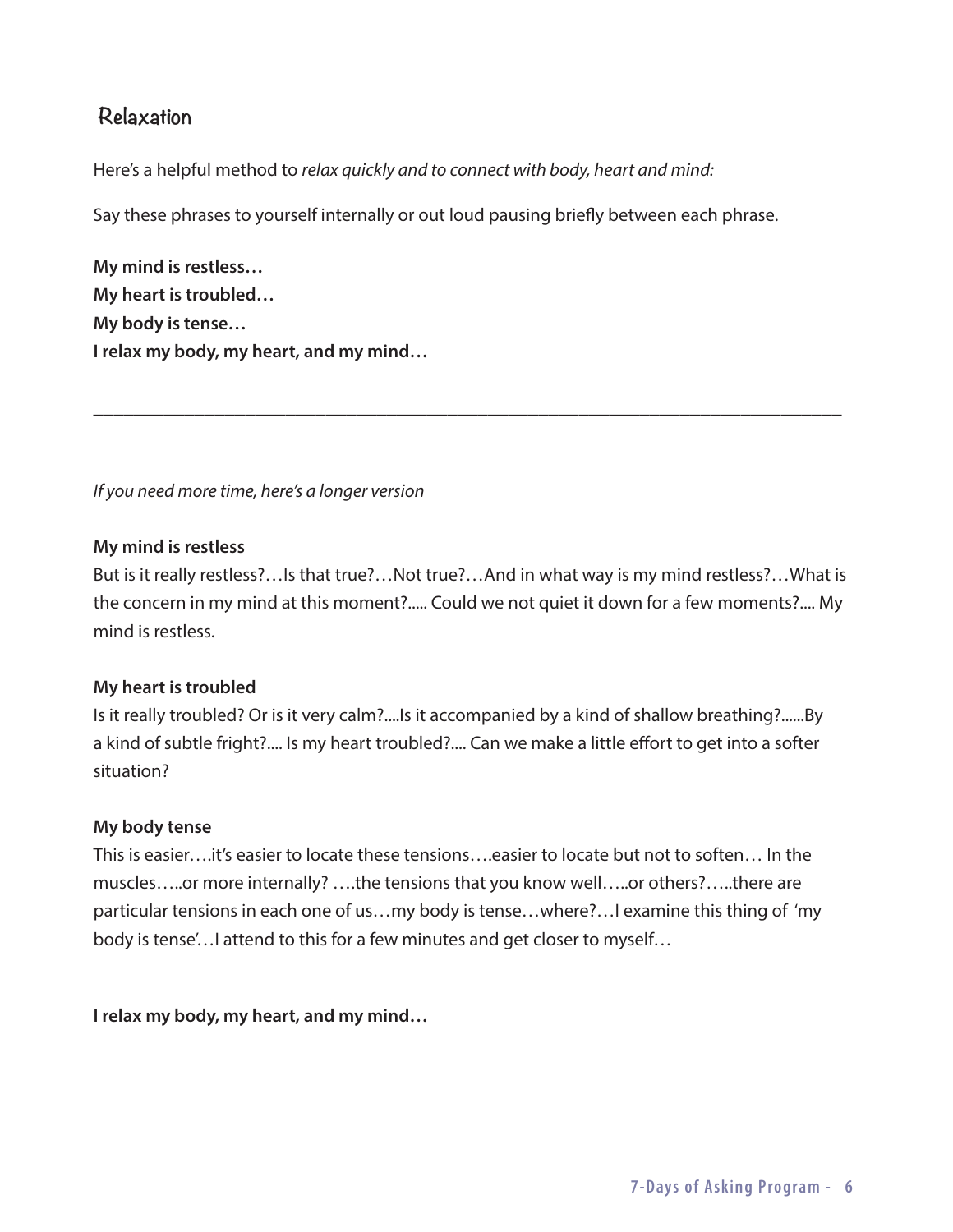## Relaxation

Here's a helpful method to *relax quickly and to connect with body, heart and mind:*

Say these phrases to yourself internally or out loud pausing briefly between each phrase.

**My mind is restless…**
**My heart is troubled…**
**My body is tense…**
**I relax my body, my heart, and my mind…**

---

*If you need more time, here's a longer version*

**My mind is restless**
But is it really restless?…Is that true?…Not true?…And in what way is my mind restless?…What is the concern in my mind at this moment?..... Could we not quiet it down for a few moments?.... My mind is restless.

**My heart is troubled**
Is it really troubled? Or is it very calm?....Is it accompanied by a kind of shallow breathing?......By a kind of subtle fright?.... Is my heart troubled?.... Can we make a little effort to get into a softer situation?

**My body tense**
This is easier….it's easier to locate these tensions….easier to locate but not to soften… In the muscles…..or more internally? ….the tensions that you know well…..or others?…..there are particular tensions in each one of us…my body is tense…where?…I examine this thing of 'my body is tense'…I attend to this for a few minutes and get closer to myself…

**I relax my body, my heart, and my mind…**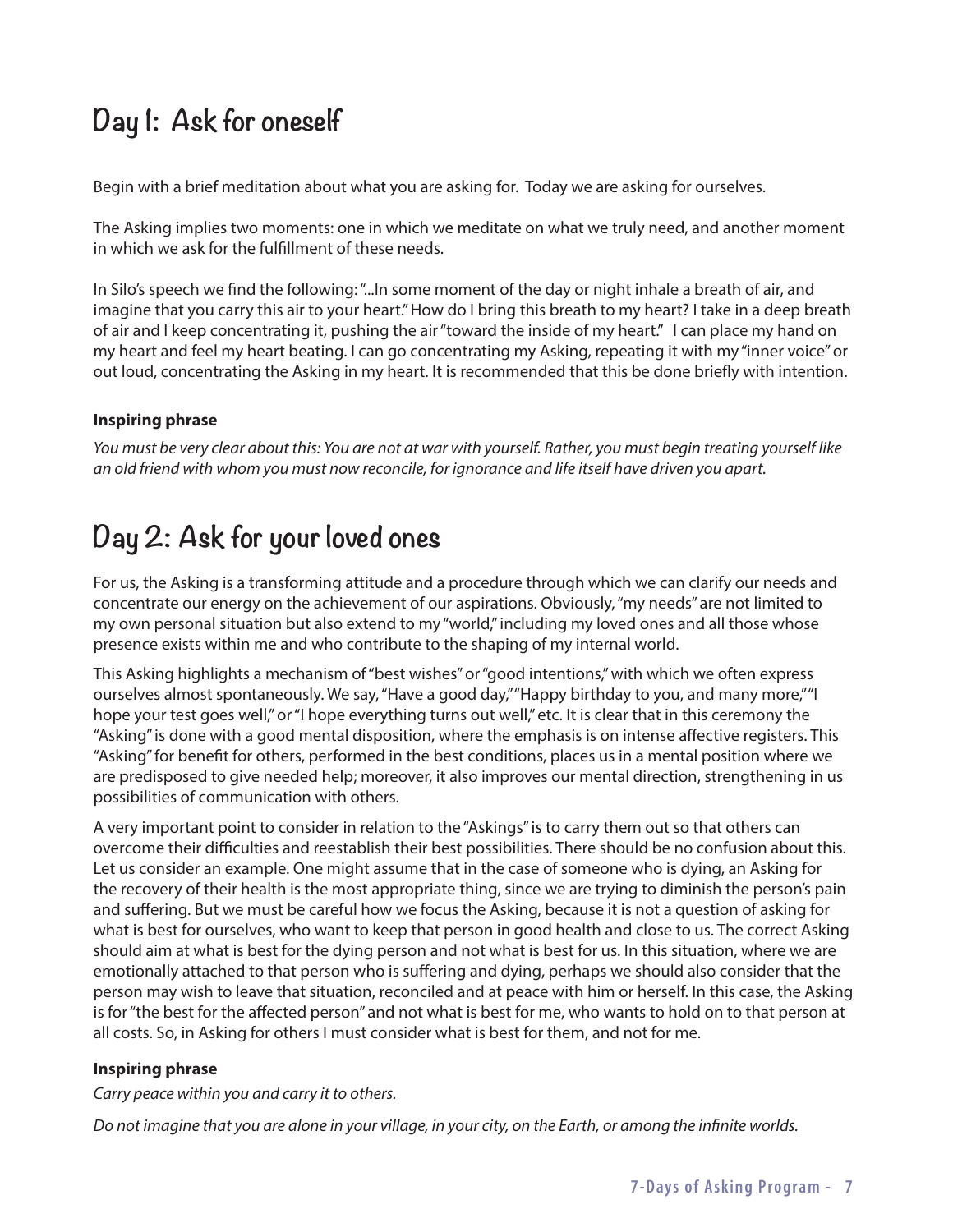## Day 1: Ask for oneself

Begin with a brief meditation about what you are asking for. Today we are asking for ourselves.

The Asking implies two moments: one in which we meditate on what we truly need, and another moment in which we ask for the fulfillment of these needs.

In Silo's speech we find the following: "...In some moment of the day or night inhale a breath of air, and imagine that you carry this air to your heart." How do I bring this breath to my heart? I take in a deep breath of air and I keep concentrating it, pushing the air "toward the inside of my heart." I can place my hand on my heart and feel my heart beating. I can go concentrating my Asking, repeating it with my "inner voice" or out loud, concentrating the Asking in my heart. It is recommended that this be done briefly with intention.

**Inspiring phrase**

*You must be very clear about this: You are not at war with yourself. Rather, you must begin treating yourself like an old friend with whom you must now reconcile, for ignorance and life itself have driven you apart.*

## Day 2: Ask for your loved ones

For us, the Asking is a transforming attitude and a procedure through which we can clarify our needs and concentrate our energy on the achievement of our aspirations. Obviously, "my needs" are not limited to my own personal situation but also extend to my "world," including my loved ones and all those whose presence exists within me and who contribute to the shaping of my internal world.

This Asking highlights a mechanism of "best wishes" or "good intentions," with which we often express ourselves almost spontaneously. We say, "Have a good day," "Happy birthday to you, and many more," "I hope your test goes well," or "I hope everything turns out well," etc. It is clear that in this ceremony the "Asking" is done with a good mental disposition, where the emphasis is on intense affective registers. This "Asking" for benefit for others, performed in the best conditions, places us in a mental position where we are predisposed to give needed help; moreover, it also improves our mental direction, strengthening in us possibilities of communication with others.

A very important point to consider in relation to the "Askings" is to carry them out so that others can overcome their difficulties and reestablish their best possibilities. There should be no confusion about this. Let us consider an example. One might assume that in the case of someone who is dying, an Asking for the recovery of their health is the most appropriate thing, since we are trying to diminish the person's pain and suffering. But we must be careful how we focus the Asking, because it is not a question of asking for what is best for ourselves, who want to keep that person in good health and close to us. The correct Asking should aim at what is best for the dying person and not what is best for us. In this situation, where we are emotionally attached to that person who is suffering and dying, perhaps we should also consider that the person may wish to leave that situation, reconciled and at peace with him or herself. In this case, the Asking is for "the best for the affected person" and not what is best for me, who wants to hold on to that person at all costs. So, in Asking for others I must consider what is best for them, and not for me.

**Inspiring phrase**

*Carry peace within you and carry it to others.*

*Do not imagine that you are alone in your village, in your city, on the Earth, or among the infinite worlds.*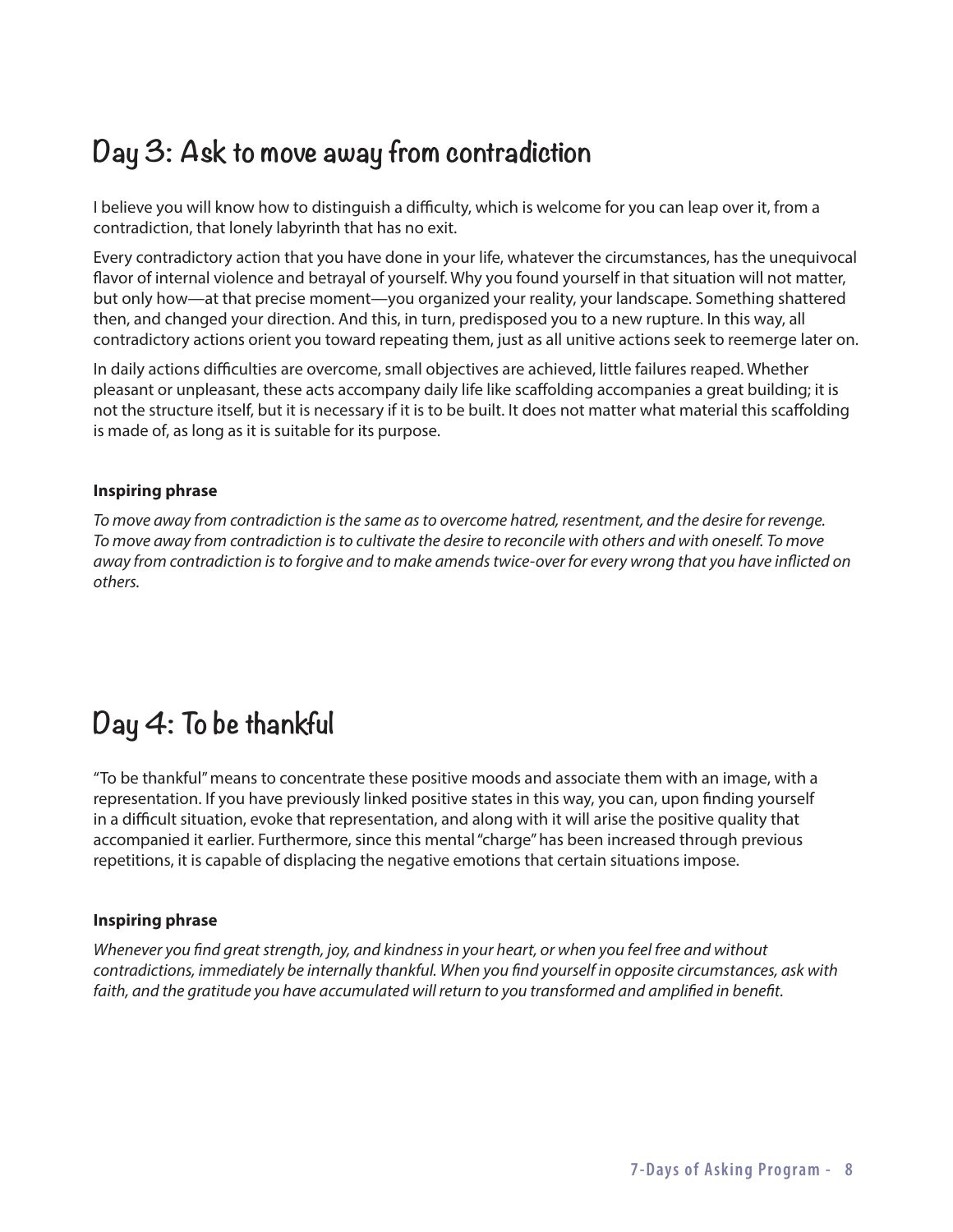## Day 3: Ask to move away from contradiction

I believe you will know how to distinguish a difficulty, which is welcome for you can leap over it, from a contradiction, that lonely labyrinth that has no exit.

Every contradictory action that you have done in your life, whatever the circumstances, has the unequivocal flavor of internal violence and betrayal of yourself. Why you found yourself in that situation will not matter, but only how—at that precise moment—you organized your reality, your landscape. Something shattered then, and changed your direction. And this, in turn, predisposed you to a new rupture. In this way, all contradictory actions orient you toward repeating them, just as all unitive actions seek to reemerge later on.

In daily actions difficulties are overcome, small objectives are achieved, little failures reaped. Whether pleasant or unpleasant, these acts accompany daily life like scaffolding accompanies a great building; it is not the structure itself, but it is necessary if it is to be built. It does not matter what material this scaffolding is made of, as long as it is suitable for its purpose.

**Inspiring phrase**

*To move away from contradiction is the same as to overcome hatred, resentment, and the desire for revenge. To move away from contradiction is to cultivate the desire to reconcile with others and with oneself. To move away from contradiction is to forgive and to make amends twice-over for every wrong that you have inflicted on others.*

## Day 4: To be thankful

"To be thankful" means to concentrate these positive moods and associate them with an image, with a representation. If you have previously linked positive states in this way, you can, upon finding yourself in a difficult situation, evoke that representation, and along with it will arise the positive quality that accompanied it earlier. Furthermore, since this mental "charge" has been increased through previous repetitions, it is capable of displacing the negative emotions that certain situations impose.

**Inspiring phrase**

*Whenever you find great strength, joy, and kindness in your heart, or when you feel free and without contradictions, immediately be internally thankful. When you find yourself in opposite circumstances, ask with faith, and the gratitude you have accumulated will return to you transformed and amplified in benefit.*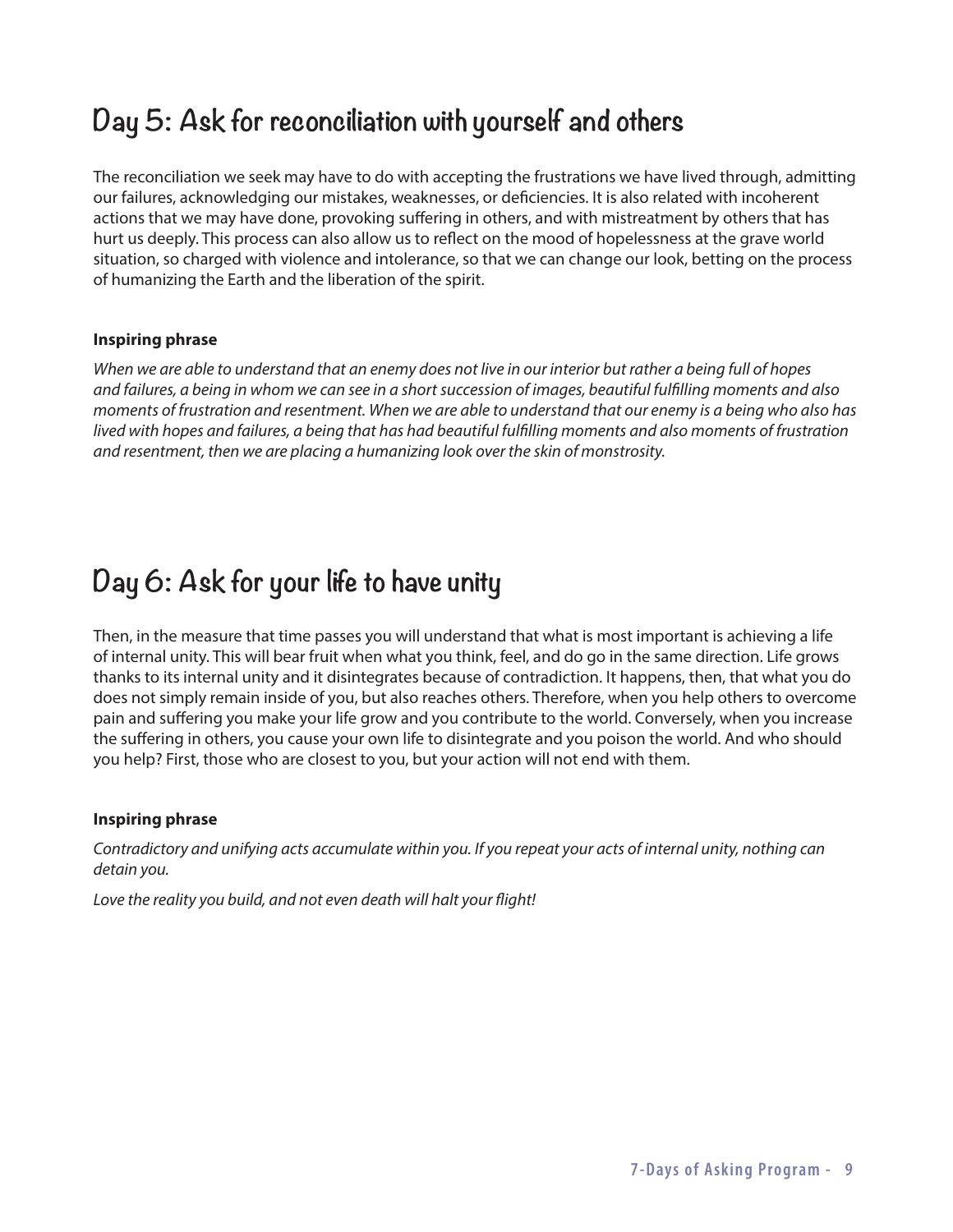## Day 5: Ask for reconciliation with yourself and others

The reconciliation we seek may have to do with accepting the frustrations we have lived through, admitting our failures, acknowledging our mistakes, weaknesses, or deficiencies. It is also related with incoherent actions that we may have done, provoking suffering in others, and with mistreatment by others that has hurt us deeply. This process can also allow us to reflect on the mood of hopelessness at the grave world situation, so charged with violence and intolerance, so that we can change our look, betting on the process of humanizing the Earth and the liberation of the spirit.

**Inspiring phrase**

*When we are able to understand that an enemy does not live in our interior but rather a being full of hopes and failures, a being in whom we can see in a short succession of images, beautiful fulfilling moments and also moments of frustration and resentment. When we are able to understand that our enemy is a being who also has lived with hopes and failures, a being that has had beautiful fulfilling moments and also moments of frustration and resentment, then we are placing a humanizing look over the skin of monstrosity.*

## Day 6: Ask for your life to have unity

Then, in the measure that time passes you will understand that what is most important is achieving a life of internal unity. This will bear fruit when what you think, feel, and do go in the same direction. Life grows thanks to its internal unity and it disintegrates because of contradiction. It happens, then, that what you do does not simply remain inside of you, but also reaches others. Therefore, when you help others to overcome pain and suffering you make your life grow and you contribute to the world. Conversely, when you increase the suffering in others, you cause your own life to disintegrate and you poison the world. And who should you help? First, those who are closest to you, but your action will not end with them.

**Inspiring phrase**

*Contradictory and unifying acts accumulate within you. If you repeat your acts of internal unity, nothing can detain you.*

*Love the reality you build, and not even death will halt your flight!*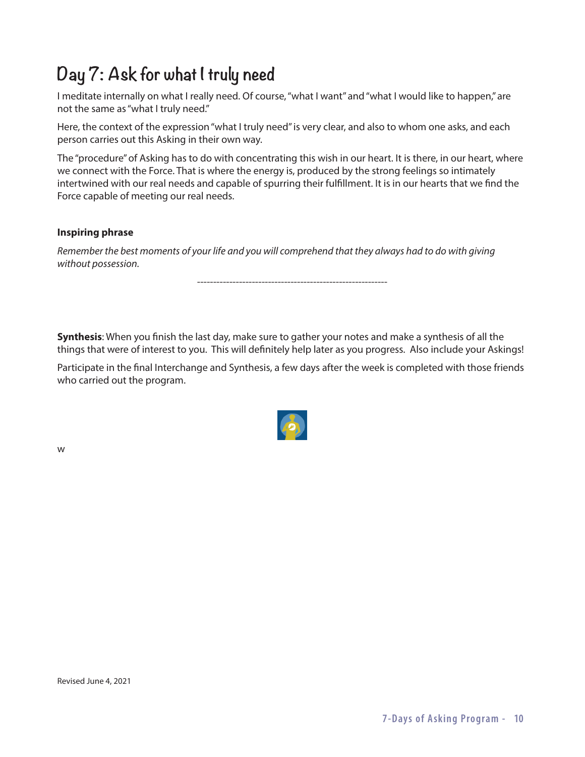# Day 7: Ask for what I truly need

I meditate internally on what I really need. Of course, "what I want" and "what I would like to happen," are not the same as "what I truly need."

Here, the context of the expression "what I truly need" is very clear, and also to whom one asks, and each person carries out this Asking in their own way.

The "procedure" of Asking has to do with concentrating this wish in our heart. It is there, in our heart, where we connect with the Force. That is where the energy is, produced by the strong feelings so intimately intertwined with our real needs and capable of spurring their fulfillment. It is in our hearts that we find the Force capable of meeting our real needs.

**Inspiring phrase**

*Remember the best moments of your life and you will comprehend that they always had to do with giving without possession.*

---

**Synthesis**: When you finish the last day, make sure to gather your notes and make a synthesis of all the things that were of interest to you. This will definitely help later as you progress. Also include your Askings!

Participate in the final Interchange and Synthesis, a few days after the week is completed with those friends who carried out the program.

w

Revised June 4, 2021